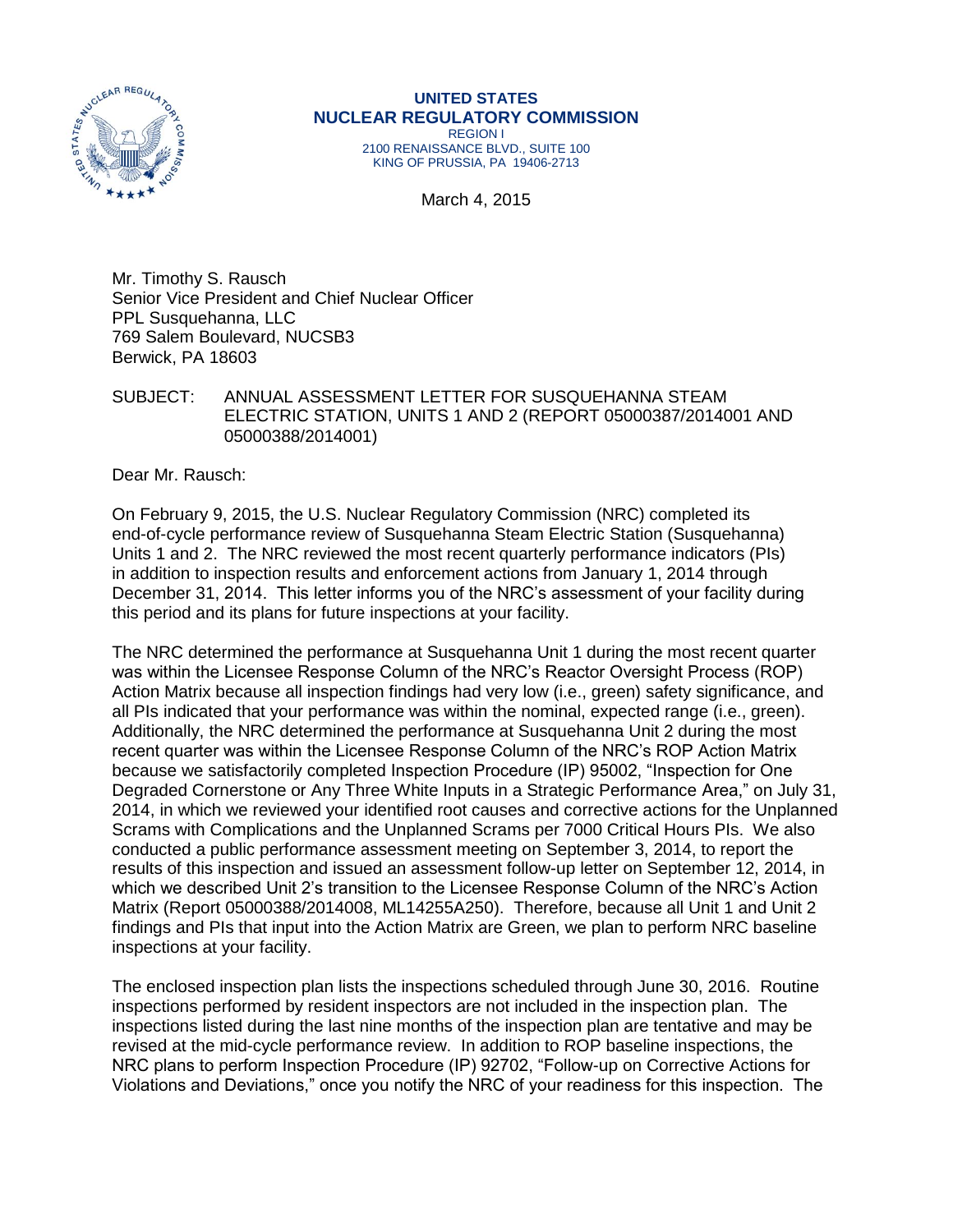**UNITED STATES**
**NUCLEAR REGULATORY COMMISSION**
REGION I
2100 RENAISSANCE BLVD., SUITE 100
KING OF PRUSSIA, PA 19406-2713

March 4, 2015

Mr. Timothy S. Rausch
Senior Vice President and Chief Nuclear Officer
PPL Susquehanna, LLC
769 Salem Boulevard, NUCSB3
Berwick, PA 18603

SUBJECT: ANNUAL ASSESSMENT LETTER FOR SUSQUEHANNA STEAM ELECTRIC STATION, UNITS 1 AND 2 (REPORT 05000387/2014001 AND 05000388/2014001)

Dear Mr. Rausch:

On February 9, 2015, the U.S. Nuclear Regulatory Commission (NRC) completed its end-of-cycle performance review of Susquehanna Steam Electric Station (Susquehanna) Units 1 and 2. The NRC reviewed the most recent quarterly performance indicators (PIs) in addition to inspection results and enforcement actions from January 1, 2014 through December 31, 2014. This letter informs you of the NRC's assessment of your facility during this period and its plans for future inspections at your facility.

The NRC determined the performance at Susquehanna Unit 1 during the most recent quarter was within the Licensee Response Column of the NRC's Reactor Oversight Process (ROP) Action Matrix because all inspection findings had very low (i.e., green) safety significance, and all PIs indicated that your performance was within the nominal, expected range (i.e., green). Additionally, the NRC determined the performance at Susquehanna Unit 2 during the most recent quarter was within the Licensee Response Column of the NRC's ROP Action Matrix because we satisfactorily completed Inspection Procedure (IP) 95002, "Inspection for One Degraded Cornerstone or Any Three White Inputs in a Strategic Performance Area," on July 31, 2014, in which we reviewed your identified root causes and corrective actions for the Unplanned Scrams with Complications and the Unplanned Scrams per 7000 Critical Hours PIs. We also conducted a public performance assessment meeting on September 3, 2014, to report the results of this inspection and issued an assessment follow-up letter on September 12, 2014, in which we described Unit 2's transition to the Licensee Response Column of the NRC's Action Matrix (Report 05000388/2014008, ML14255A250). Therefore, because all Unit 1 and Unit 2 findings and PIs that input into the Action Matrix are Green, we plan to perform NRC baseline inspections at your facility.

The enclosed inspection plan lists the inspections scheduled through June 30, 2016. Routine inspections performed by resident inspectors are not included in the inspection plan. The inspections listed during the last nine months of the inspection plan are tentative and may be revised at the mid-cycle performance review. In addition to ROP baseline inspections, the NRC plans to perform Inspection Procedure (IP) 92702, "Follow-up on Corrective Actions for Violations and Deviations," once you notify the NRC of your readiness for this inspection. The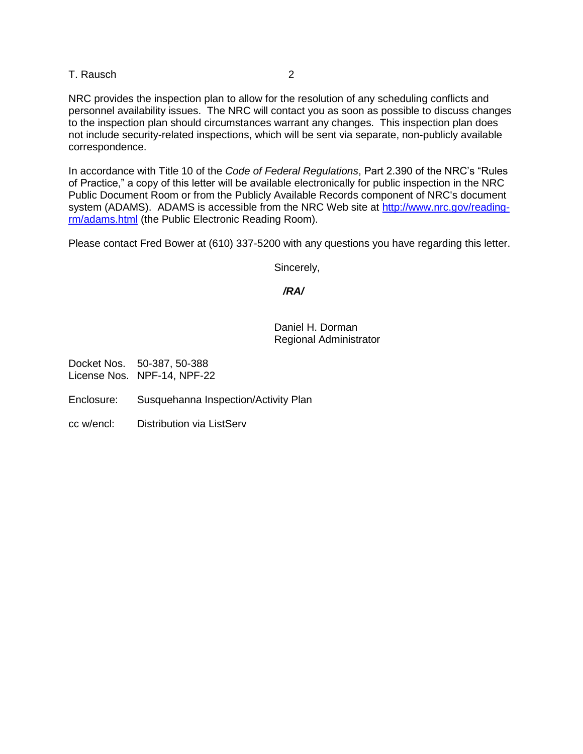NRC provides the inspection plan to allow for the resolution of any scheduling conflicts and personnel availability issues. The NRC will contact you as soon as possible to discuss changes to the inspection plan should circumstances warrant any changes. This inspection plan does not include security-related inspections, which will be sent via separate, non-publicly available correspondence.

In accordance with Title 10 of the *Code of Federal Regulations*, Part 2.390 of the NRC's "Rules of Practice," a copy of this letter will be available electronically for public inspection in the NRC Public Document Room or from the Publicly Available Records component of NRC's document system (ADAMS). ADAMS is accessible from the NRC Web site at [http://www.nrc.gov/reading-rm/adams.html](http://www.nrc.gov/reading-rm/adams.html) (the Public Electronic Reading Room).

Please contact Fred Bower at (610) 337-5200 with any questions you have regarding this letter.

Sincerely,

***/RA/***

Daniel H. Dorman
Regional Administrator

Docket Nos. 50-387, 50-388
License Nos. NPF-14, NPF-22

Enclosure: Susquehanna Inspection/Activity Plan

cc w/encl: Distribution via ListServ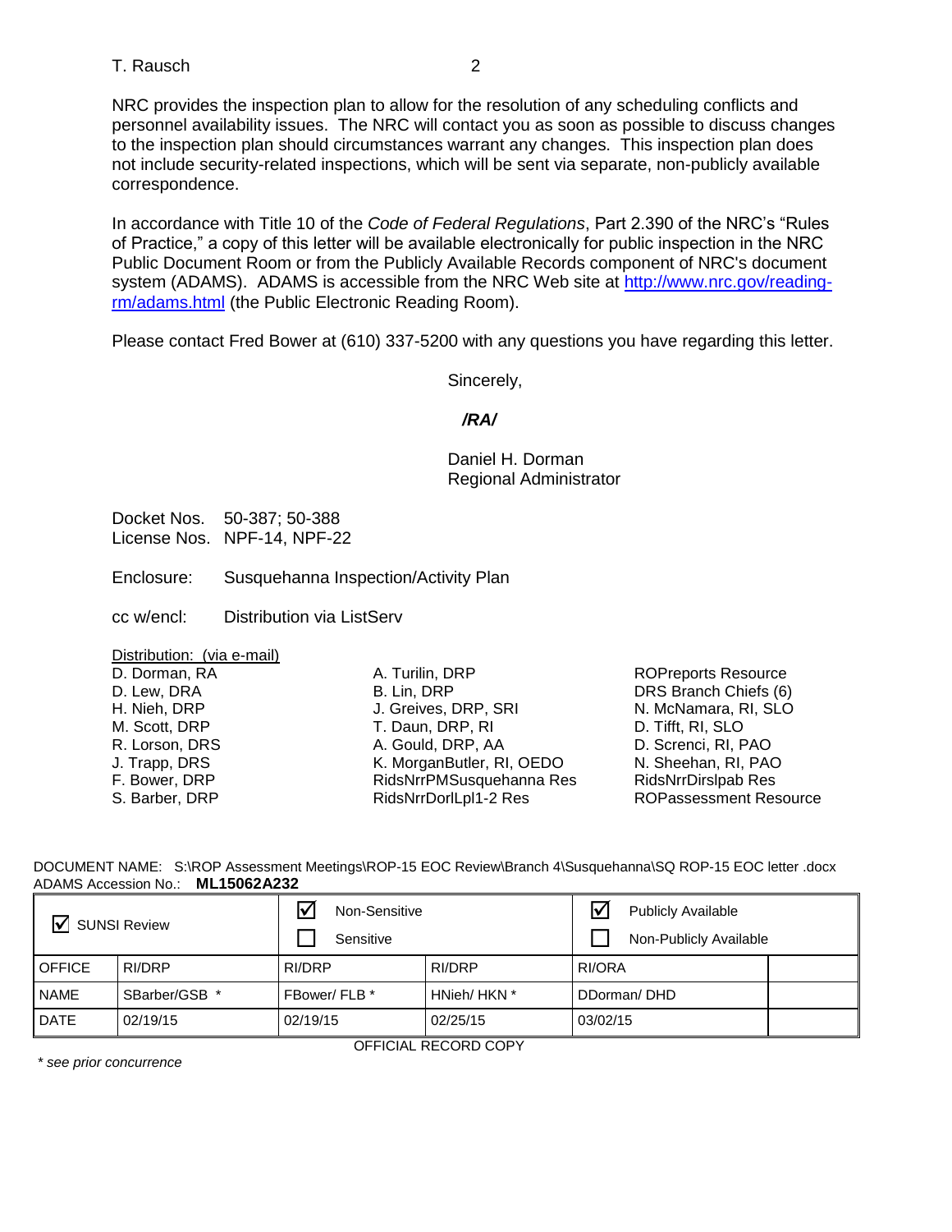NRC provides the inspection plan to allow for the resolution of any scheduling conflicts and personnel availability issues. The NRC will contact you as soon as possible to discuss changes to the inspection plan should circumstances warrant any changes. This inspection plan does not include security-related inspections, which will be sent via separate, non-publicly available correspondence.

In accordance with Title 10 of the *Code of Federal Regulations*, Part 2.390 of the NRC's "Rules of Practice," a copy of this letter will be available electronically for public inspection in the NRC Public Document Room or from the Publicly Available Records component of NRC's document system (ADAMS). ADAMS is accessible from the NRC Web site at http://www.nrc.gov/reading-rm/adams.html (the Public Electronic Reading Room).

Please contact Fred Bower at (610) 337-5200 with any questions you have regarding this letter.

Sincerely,

***/RA/***

Daniel H. Dorman
Regional Administrator

Docket Nos. 50-387; 50-388
License Nos. NPF-14, NPF-22

Enclosure: Susquehanna Inspection/Activity Plan

cc w/encl: Distribution via ListServ

Distribution: (via e-mail)

D. Dorman, RA
D. Lew, DRA
H. Nieh, DRP
M. Scott, DRP
R. Lorson, DRS
J. Trapp, DRS
F. Bower, DRP
S. Barber, DRP
A. Turilin, DRP
B. Lin, DRP
J. Greives, DRP, SRI
T. Daun, DRP, RI
A. Gould, DRP, AA
K. MorganButler, RI, OEDO
RidsNrrPMSusquehanna Res
RidsNrrDorlLpl1-2 Res
ROPreports Resource
DRS Branch Chiefs (6)
N. McNamara, RI, SLO
D. Tifft, RI, SLO
D. Screnci, RI, PAO
N. Sheehan, RI, PAO
RidsNrrDirslpab Res
ROPassessment Resource

DOCUMENT NAME: S:\ROP Assessment Meetings\ROP-15 EOC Review\Branch 4\Susquehanna\SQ ROP-15 EOC letter .docx
ADAMS Accession No.: **ML15062A232**

| ☑ SUNSI Review | | ☑ Non-Sensitive ☐ Sensitive | | ☑ Publicly Available ☐ Non-Publicly Available | |
|---|---|---|---|---|---|
| OFFICE | RI/DRP | RI/DRP | RI/DRP | RI/ORA | |
| NAME | SBarber/GSB * | FBower/ FLB * | HNieh/ HKN * | DDorman/ DHD | |
| DATE | 02/19/15 | 02/19/15 | 02/25/15 | 03/02/15 | |

OFFICIAL RECORD COPY

*\* see prior concurrence*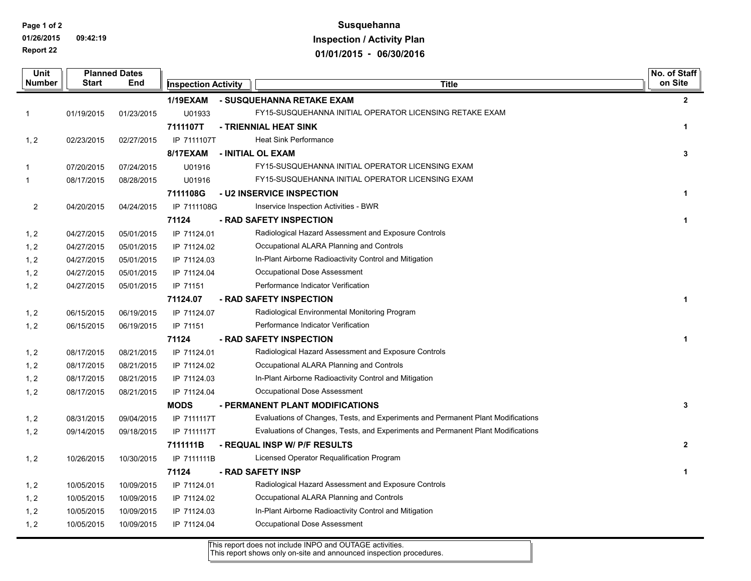**Susquehanna**
**Inspection / Activity Plan**
**01/01/2015 - 06/30/2016**

Report 22
01/26/2015 09:42:19

| Unit Number | Planned Dates Start | End | Inspection Activity | Title | No. of Staff on Site |
|---|---|---|---|---|---|
| | | | **1/19EXAM** | **- SUSQUEHANNA RETAKE EXAM** | **2** |
| 1 | 01/19/2015 | 01/23/2015 | U01933 | FY15-SUSQUEHANNA INITIAL OPERATOR LICENSING RETAKE EXAM | |
| | | | **7111107T** | **- TRIENNIAL HEAT SINK** | **1** |
| 1, 2 | 02/23/2015 | 02/27/2015 | IP 7111107T | Heat Sink Performance | |
| | | | **8/17EXAM** | **- INITIAL OL EXAM** | **3** |
| 1 | 07/20/2015 | 07/24/2015 | U01916 | FY15-SUSQUEHANNA INITIAL OPERATOR LICENSING EXAM | |
| 1 | 08/17/2015 | 08/28/2015 | U01916 | FY15-SUSQUEHANNA INITIAL OPERATOR LICENSING EXAM | |
| | | | **7111108G** | **- U2 INSERVICE INSPECTION** | **1** |
| 2 | 04/20/2015 | 04/24/2015 | IP 7111108G | Inservice Inspection Activities - BWR | |
| | | | **71124** | **- RAD SAFETY INSPECTION** | **1** |
| 1, 2 | 04/27/2015 | 05/01/2015 | IP 71124.01 | Radiological Hazard Assessment and Exposure Controls | |
| 1, 2 | 04/27/2015 | 05/01/2015 | IP 71124.02 | Occupational ALARA Planning and Controls | |
| 1, 2 | 04/27/2015 | 05/01/2015 | IP 71124.03 | In-Plant Airborne Radioactivity Control and Mitigation | |
| 1, 2 | 04/27/2015 | 05/01/2015 | IP 71124.04 | Occupational Dose Assessment | |
| 1, 2 | 04/27/2015 | 05/01/2015 | IP 71151 | Performance Indicator Verification | |
| | | | **71124.07** | **- RAD SAFETY INSPECTION** | **1** |
| 1, 2 | 06/15/2015 | 06/19/2015 | IP 71124.07 | Radiological Environmental Monitoring Program | |
| 1, 2 | 06/15/2015 | 06/19/2015 | IP 71151 | Performance Indicator Verification | |
| | | | **71124** | **- RAD SAFETY INSPECTION** | **1** |
| 1, 2 | 08/17/2015 | 08/21/2015 | IP 71124.01 | Radiological Hazard Assessment and Exposure Controls | |
| 1, 2 | 08/17/2015 | 08/21/2015 | IP 71124.02 | Occupational ALARA Planning and Controls | |
| 1, 2 | 08/17/2015 | 08/21/2015 | IP 71124.03 | In-Plant Airborne Radioactivity Control and Mitigation | |
| 1, 2 | 08/17/2015 | 08/21/2015 | IP 71124.04 | Occupational Dose Assessment | |
| | | | **MODS** | **- PERMANENT PLANT MODIFICATIONS** | **3** |
| 1, 2 | 08/31/2015 | 09/04/2015 | IP 7111117T | Evaluations of Changes, Tests, and Experiments and Permanent Plant Modifications | |
| 1, 2 | 09/14/2015 | 09/18/2015 | IP 7111117T | Evaluations of Changes, Tests, and Experiments and Permanent Plant Modifications | |
| | | | **7111111B** | **- REQUAL INSP W/ P/F RESULTS** | **2** |
| 1, 2 | 10/26/2015 | 10/30/2015 | IP 7111111B | Licensed Operator Requalification Program | |
| | | | **71124** | **- RAD SAFETY INSP** | **1** |
| 1, 2 | 10/05/2015 | 10/09/2015 | IP 71124.01 | Radiological Hazard Assessment and Exposure Controls | |
| 1, 2 | 10/05/2015 | 10/09/2015 | IP 71124.02 | Occupational ALARA Planning and Controls | |
| 1, 2 | 10/05/2015 | 10/09/2015 | IP 71124.03 | In-Plant Airborne Radioactivity Control and Mitigation | |
| 1, 2 | 10/05/2015 | 10/09/2015 | IP 71124.04 | Occupational Dose Assessment | |

This report does not include INPO and OUTAGE activities.
This report shows only on-site and announced inspection procedures.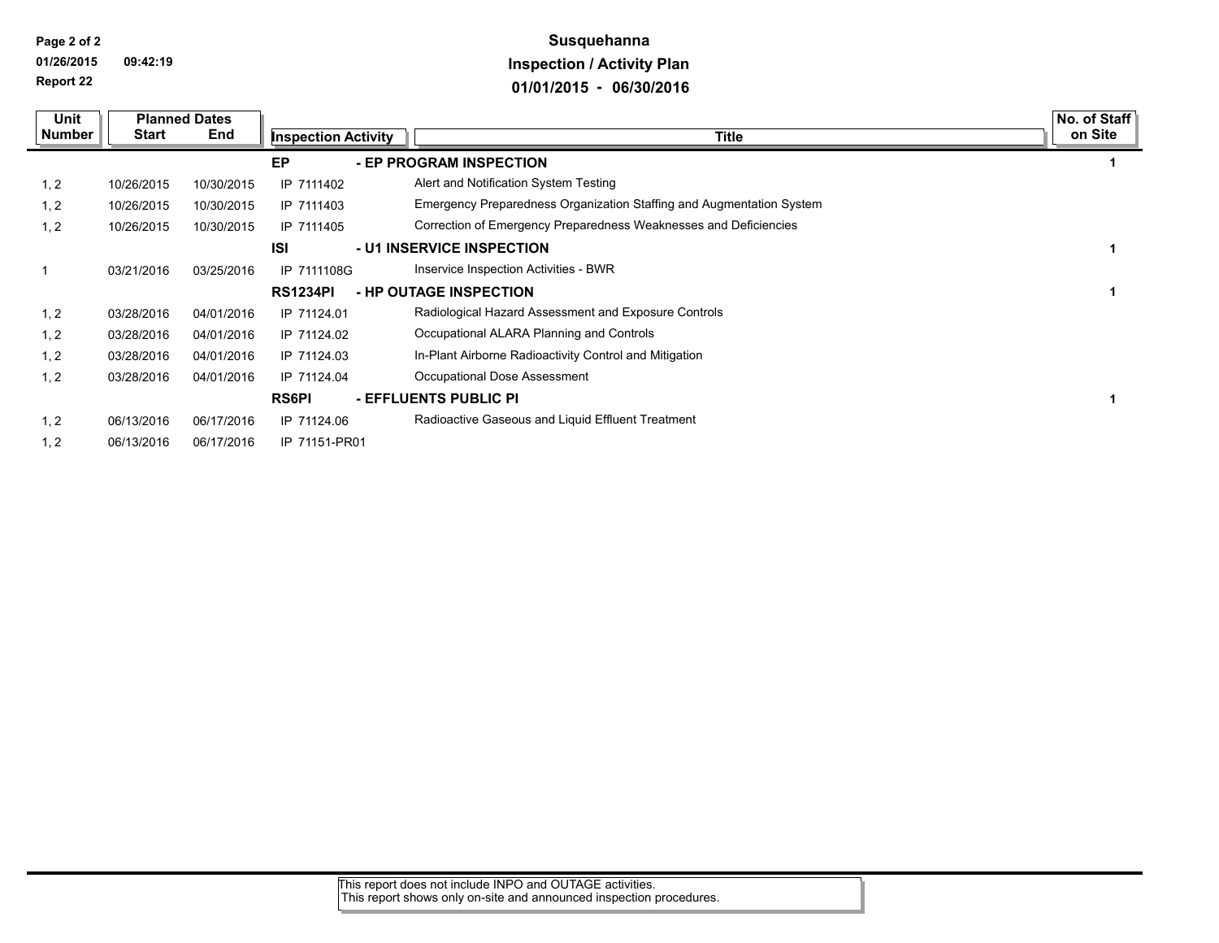| Unit Number | Planned Dates Start | End | Inspection Activity | Title | No. of Staff on Site |
|---|---|---|---|---|---|
| | | | **EP** | **- EP PROGRAM INSPECTION** | **1** |
| 1, 2 | 10/26/2015 | 10/30/2015 | IP 7111402 | Alert and Notification System Testing | |
| 1, 2 | 10/26/2015 | 10/30/2015 | IP 7111403 | Emergency Preparedness Organization Staffing and Augmentation System | |
| 1, 2 | 10/26/2015 | 10/30/2015 | IP 7111405 | Correction of Emergency Preparedness Weaknesses and Deficiencies | |
| | | | **ISI** | **- U1 INSERVICE INSPECTION** | **1** |
| 1 | 03/21/2016 | 03/25/2016 | IP 7111108G | Inservice Inspection Activities - BWR | |
| | | | **RS1234PI** | **- HP OUTAGE INSPECTION** | **1** |
| 1, 2 | 03/28/2016 | 04/01/2016 | IP 71124.01 | Radiological Hazard Assessment and Exposure Controls | |
| 1, 2 | 03/28/2016 | 04/01/2016 | IP 71124.02 | Occupational ALARA Planning and Controls | |
| 1, 2 | 03/28/2016 | 04/01/2016 | IP 71124.03 | In-Plant Airborne Radioactivity Control and Mitigation | |
| 1, 2 | 03/28/2016 | 04/01/2016 | IP 71124.04 | Occupational Dose Assessment | |
| | | | **RS6PI** | **- EFFLUENTS PUBLIC PI** | **1** |
| 1, 2 | 06/13/2016 | 06/17/2016 | IP 71124.06 | Radioactive Gaseous and Liquid Effluent Treatment | |
| 1, 2 | 06/13/2016 | 06/17/2016 | IP 71151-PR01 | | |

This report does not include INPO and OUTAGE activities.
This report shows only on-site and announced inspection procedures.